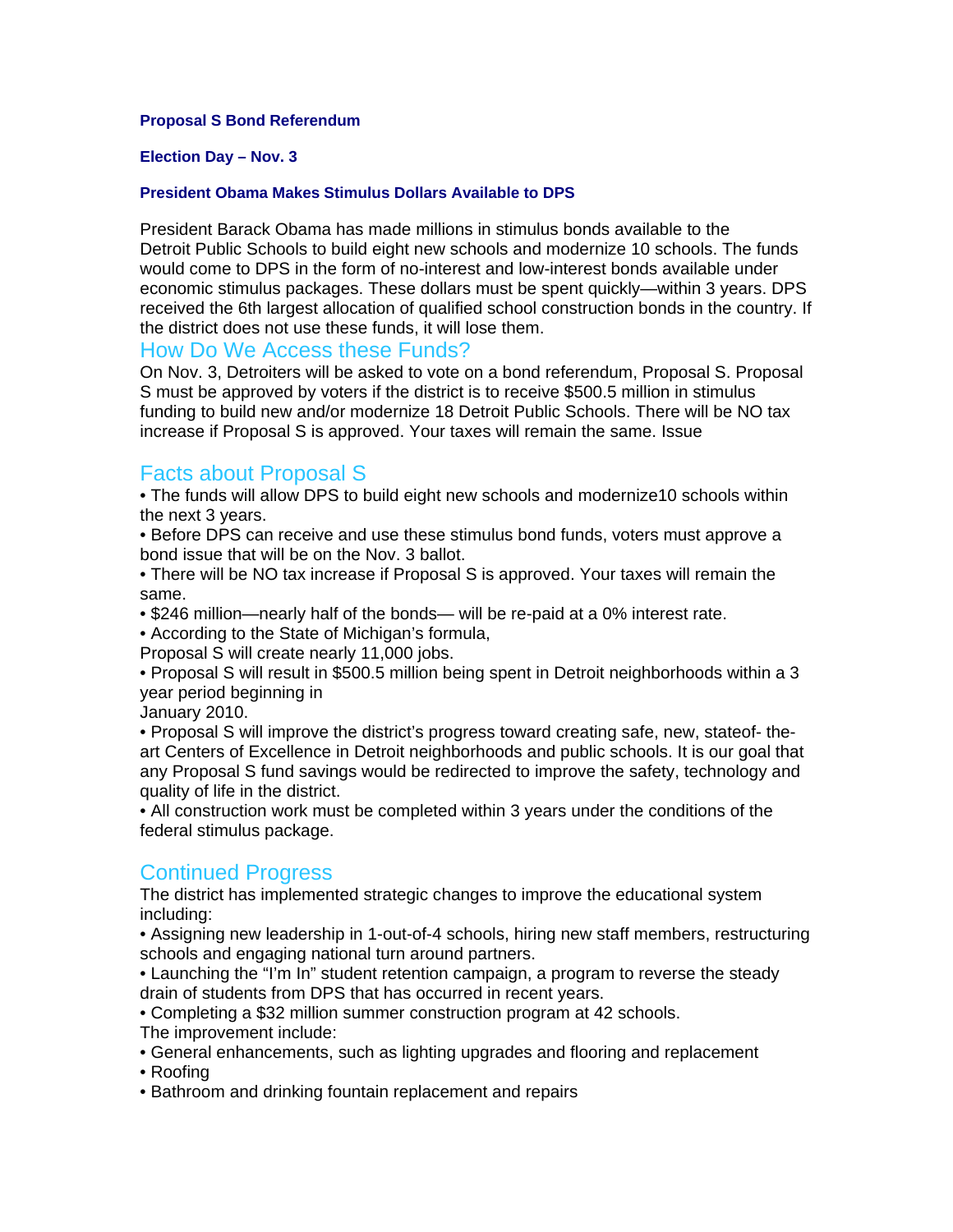**Proposal S Bond Referendum**

**Election Day – Nov. 3**

**President Obama Makes Stimulus Dollars Available to DPS**

President Barack Obama has made millions in stimulus bonds available to the Detroit Public Schools to build eight new schools and modernize 10 schools. The funds would come to DPS in the form of no-interest and low-interest bonds available under economic stimulus packages. These dollars must be spent quickly—within 3 years. DPS received the 6th largest allocation of qualified school construction bonds in the country. If the district does not use these funds, it will lose them.

## How Do We Access these Funds?

On Nov. 3, Detroiters will be asked to vote on a bond referendum, Proposal S. Proposal S must be approved by voters if the district is to receive $500.5 million in stimulus funding to build new and/or modernize 18 Detroit Public Schools. There will be NO tax increase if Proposal S is approved. Your taxes will remain the same. Issue

## Facts about Proposal S

- The funds will allow DPS to build eight new schools and modernize10 schools within the next 3 years.
- Before DPS can receive and use these stimulus bond funds, voters must approve a bond issue that will be on the Nov. 3 ballot.
- There will be NO tax increase if Proposal S is approved. Your taxes will remain the same.
- $246 million—nearly half of the bonds— will be re-paid at a 0% interest rate.
- According to the State of Michigan's formula, Proposal S will create nearly 11,000 jobs.
- Proposal S will result in $500.5 million being spent in Detroit neighborhoods within a 3 year period beginning in January 2010.
- Proposal S will improve the district's progress toward creating safe, new, stateof- the-art Centers of Excellence in Detroit neighborhoods and public schools. It is our goal that any Proposal S fund savings would be redirected to improve the safety, technology and quality of life in the district.
- All construction work must be completed within 3 years under the conditions of the federal stimulus package.

## Continued Progress

The district has implemented strategic changes to improve the educational system including:

- Assigning new leadership in 1-out-of-4 schools, hiring new staff members, restructuring schools and engaging national turn around partners.
- Launching the "I'm In" student retention campaign, a program to reverse the steady drain of students from DPS that has occurred in recent years.
- Completing a $32 million summer construction program at 42 schools.

The improvement include:

- General enhancements, such as lighting upgrades and flooring and replacement
- Roofing
- Bathroom and drinking fountain replacement and repairs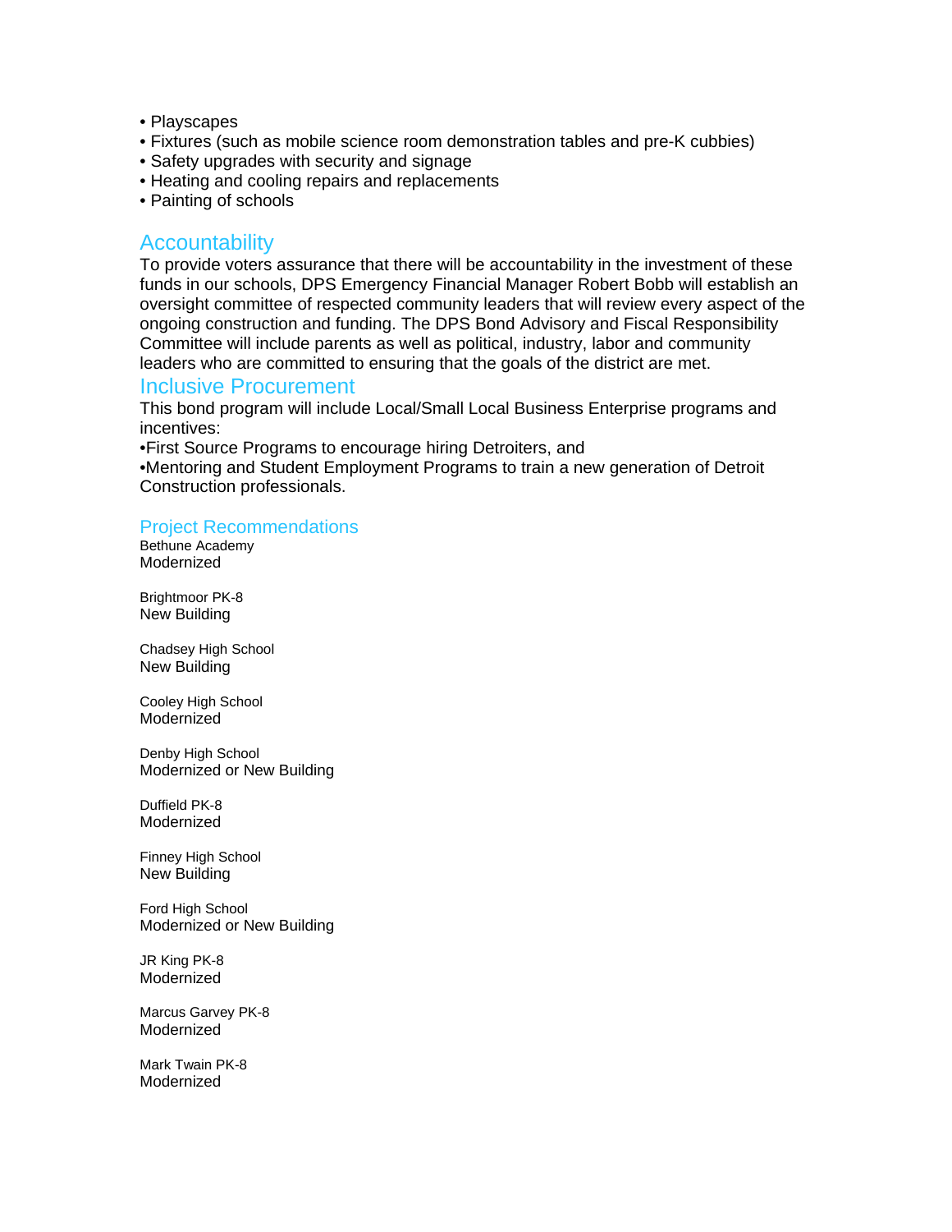- Playscapes
- Fixtures (such as mobile science room demonstration tables and pre-K cubbies)
- Safety upgrades with security and signage
- Heating and cooling repairs and replacements
- Painting of schools

## Accountability

To provide voters assurance that there will be accountability in the investment of these funds in our schools, DPS Emergency Financial Manager Robert Bobb will establish an oversight committee of respected community leaders that will review every aspect of the ongoing construction and funding. The DPS Bond Advisory and Fiscal Responsibility Committee will include parents as well as political, industry, labor and community leaders who are committed to ensuring that the goals of the district are met.

## Inclusive Procurement

This bond program will include Local/Small Local Business Enterprise programs and incentives:

- First Source Programs to encourage hiring Detroiters, and
- Mentoring and Student Employment Programs to train a new generation of Detroit Construction professionals.

## Project Recommendations

Bethune Academy
Modernized

Brightmoor PK-8
New Building

Chadsey High School
New Building

Cooley High School
Modernized

Denby High School
Modernized or New Building

Duffield PK-8
Modernized

Finney High School
New Building

Ford High School
Modernized or New Building

JR King PK-8
Modernized

Marcus Garvey PK-8
Modernized

Mark Twain PK-8
Modernized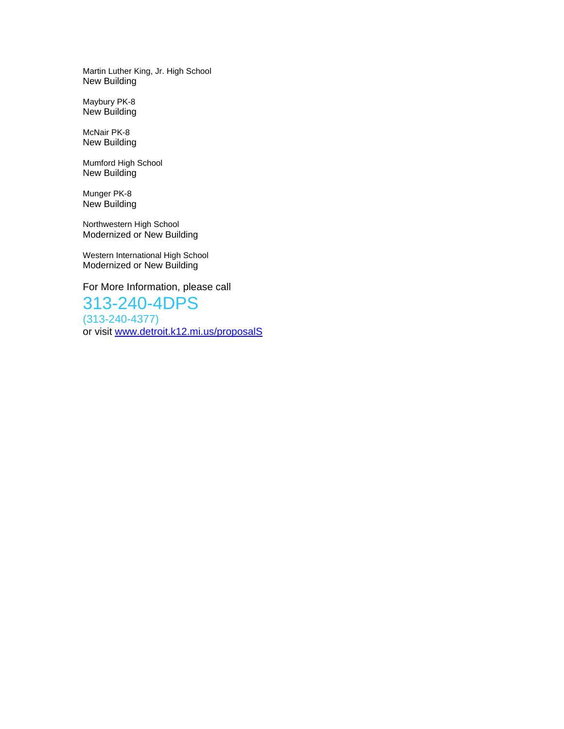Martin Luther King, Jr. High School
New Building

Maybury PK-8
New Building

McNair PK-8
New Building

Mumford High School
New Building

Munger PK-8
New Building

Northwestern High School
Modernized or New Building

Western International High School
Modernized or New Building

For More Information, please call

313-240-4DPS

(313-240-4377)

or visit [www.detroit.k12.mi.us/proposalS](www.detroit.k12.mi.us/proposalS)